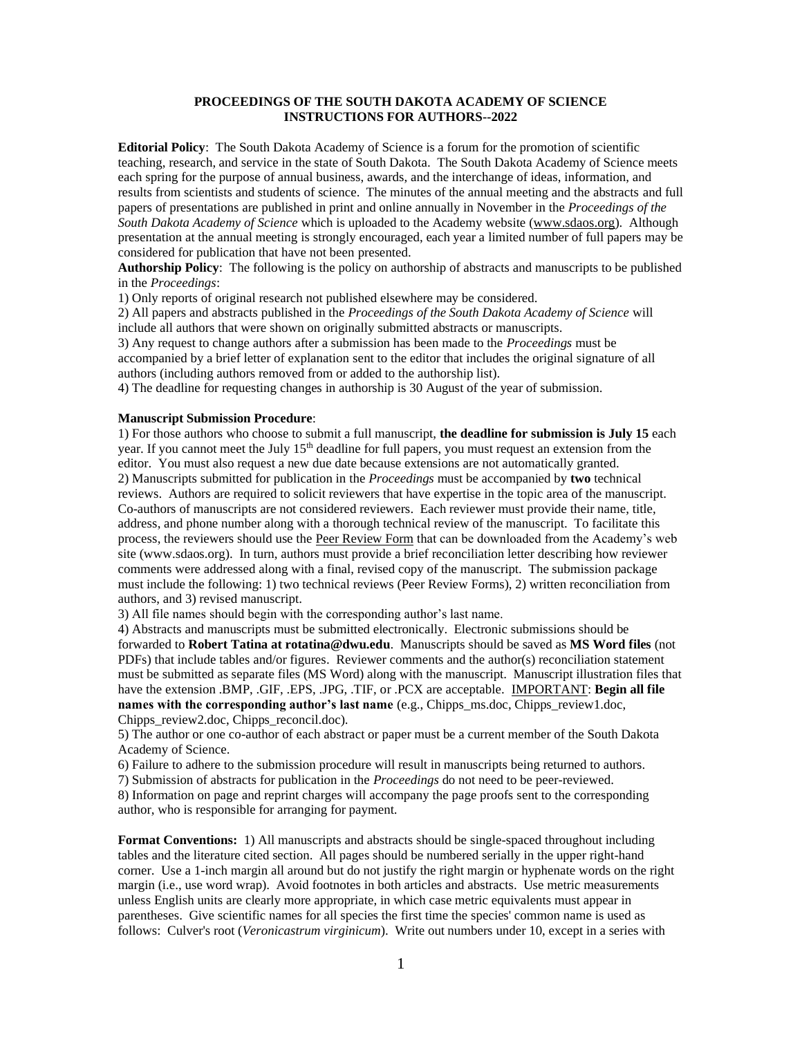**PROCEEDINGS OF THE SOUTH DAKOTA ACADEMY OF SCIENCE**
**INSTRUCTIONS FOR AUTHORS--2022**

**Editorial Policy**: The South Dakota Academy of Science is a forum for the promotion of scientific teaching, research, and service in the state of South Dakota. The South Dakota Academy of Science meets each spring for the purpose of annual business, awards, and the interchange of ideas, information, and results from scientists and students of science. The minutes of the annual meeting and the abstracts and full papers of presentations are published in print and online annually in November in the *Proceedings of the South Dakota Academy of Science* which is uploaded to the Academy website (www.sdaos.org). Although presentation at the annual meeting is strongly encouraged, each year a limited number of full papers may be considered for publication that have not been presented.

**Authorship Policy**: The following is the policy on authorship of abstracts and manuscripts to be published in the *Proceedings*:

1) Only reports of original research not published elsewhere may be considered.
2) All papers and abstracts published in the *Proceedings of the South Dakota Academy of Science* will include all authors that were shown on originally submitted abstracts or manuscripts.
3) Any request to change authors after a submission has been made to the *Proceedings* must be accompanied by a brief letter of explanation sent to the editor that includes the original signature of all authors (including authors removed from or added to the authorship list).
4) The deadline for requesting changes in authorship is 30 August of the year of submission.

**Manuscript Submission Procedure**:

1) For those authors who choose to submit a full manuscript, **the deadline for submission is July 15** each year. If you cannot meet the July 15th deadline for full papers, you must request an extension from the editor. You must also request a new due date because extensions are not automatically granted.
2) Manuscripts submitted for publication in the *Proceedings* must be accompanied by **two** technical reviews. Authors are required to solicit reviewers that have expertise in the topic area of the manuscript. Co-authors of manuscripts are not considered reviewers. Each reviewer must provide their name, title, address, and phone number along with a thorough technical review of the manuscript. To facilitate this process, the reviewers should use the Peer Review Form that can be downloaded from the Academy's web site (www.sdaos.org). In turn, authors must provide a brief reconciliation letter describing how reviewer comments were addressed along with a final, revised copy of the manuscript. The submission package must include the following: 1) two technical reviews (Peer Review Forms), 2) written reconciliation from authors, and 3) revised manuscript.
3) All file names should begin with the corresponding author's last name.
4) Abstracts and manuscripts must be submitted electronically. Electronic submissions should be forwarded to **Robert Tatina at rotatina@dwu.edu**. Manuscripts should be saved as **MS Word files** (not PDFs) that include tables and/or figures. Reviewer comments and the author(s) reconciliation statement must be submitted as separate files (MS Word) along with the manuscript. Manuscript illustration files that have the extension .BMP, .GIF, .EPS, .JPG, .TIF, or .PCX are acceptable. IMPORTANT: **Begin all file names with the corresponding author's last name** (e.g., Chipps_ms.doc, Chipps_review1.doc, Chipps_review2.doc, Chipps_reconcil.doc).
5) The author or one co-author of each abstract or paper must be a current member of the South Dakota Academy of Science.
6) Failure to adhere to the submission procedure will result in manuscripts being returned to authors.
7) Submission of abstracts for publication in the *Proceedings* do not need to be peer-reviewed.
8) Information on page and reprint charges will accompany the page proofs sent to the corresponding author, who is responsible for arranging for payment.

**Format Conventions:** 1) All manuscripts and abstracts should be single-spaced throughout including tables and the literature cited section. All pages should be numbered serially in the upper right-hand corner. Use a 1-inch margin all around but do not justify the right margin or hyphenate words on the right margin (i.e., use word wrap). Avoid footnotes in both articles and abstracts. Use metric measurements unless English units are clearly more appropriate, in which case metric equivalents must appear in parentheses. Give scientific names for all species the first time the species' common name is used as follows: Culver's root (*Veronicastrum virginicum*). Write out numbers under 10, except in a series with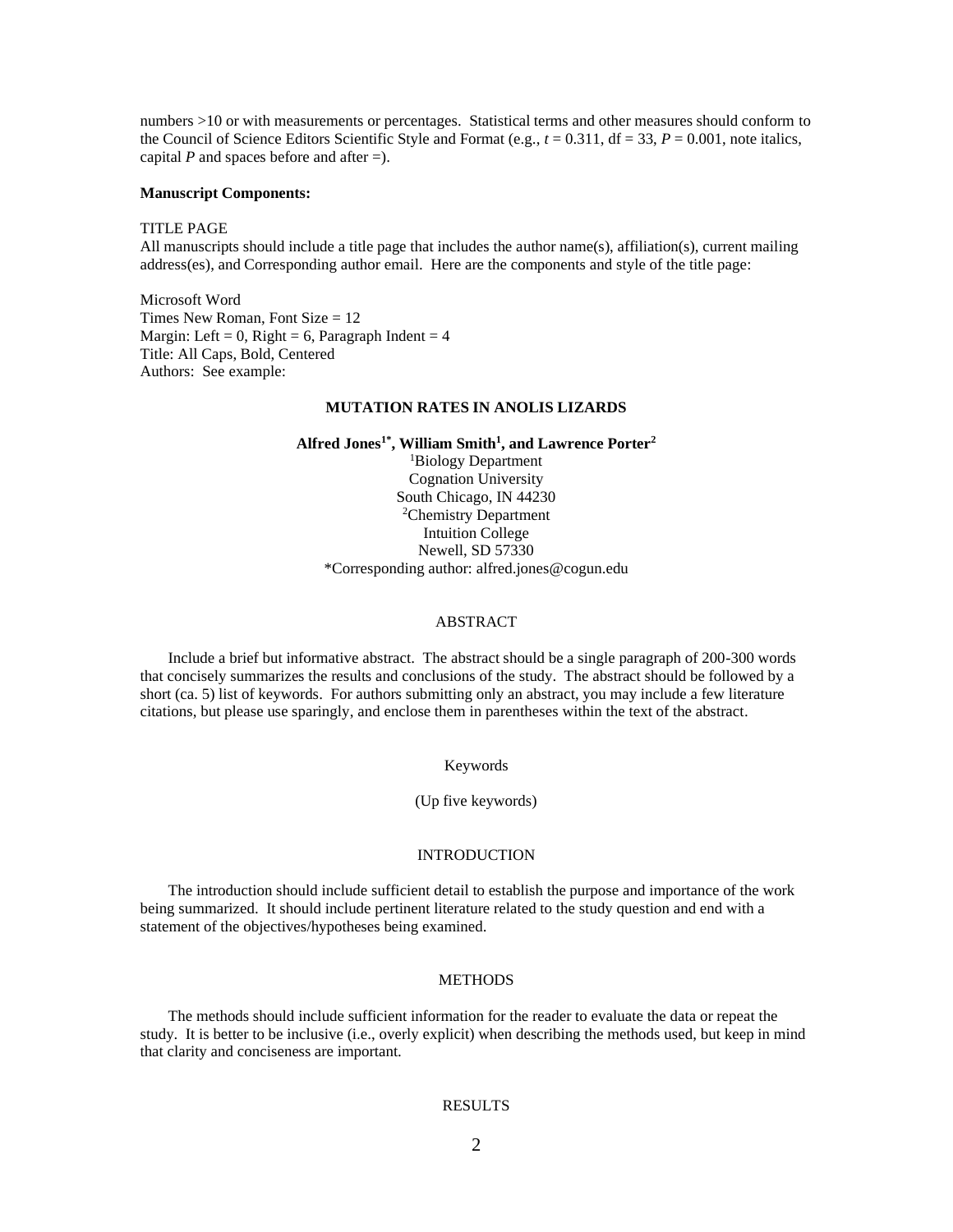numbers >10 or with measurements or percentages. Statistical terms and other measures should conform to the Council of Science Editors Scientific Style and Format (e.g., $t = 0.311$, df = 33, $P = 0.001$, note italics, capital *P* and spaces before and after =).

**Manuscript Components:**

TITLE PAGE
All manuscripts should include a title page that includes the author name(s), affiliation(s), current mailing address(es), and Corresponding author email. Here are the components and style of the title page:

Microsoft Word
Times New Roman, Font Size = 12
Margin: Left = 0, Right = 6, Paragraph Indent = 4
Title: All Caps, Bold, Centered
Authors: See example:

**MUTATION RATES IN ANOLIS LIZARDS**

**Alfred Jones[1*], William Smith[1], and Lawrence Porter[2]**
[1]Biology Department
Cognation University
South Chicago, IN 44230
[2]Chemistry Department
Intuition College
Newell, SD 57330
*Corresponding author: alfred.jones@cogun.edu

ABSTRACT

Include a brief but informative abstract. The abstract should be a single paragraph of 200-300 words that concisely summarizes the results and conclusions of the study. The abstract should be followed by a short (ca. 5) list of keywords. For authors submitting only an abstract, you may include a few literature citations, but please use sparingly, and enclose them in parentheses within the text of the abstract.

Keywords

(Up five keywords)

INTRODUCTION

The introduction should include sufficient detail to establish the purpose and importance of the work being summarized. It should include pertinent literature related to the study question and end with a statement of the objectives/hypotheses being examined.

METHODS

The methods should include sufficient information for the reader to evaluate the data or repeat the study. It is better to be inclusive (i.e., overly explicit) when describing the methods used, but keep in mind that clarity and conciseness are important.

RESULTS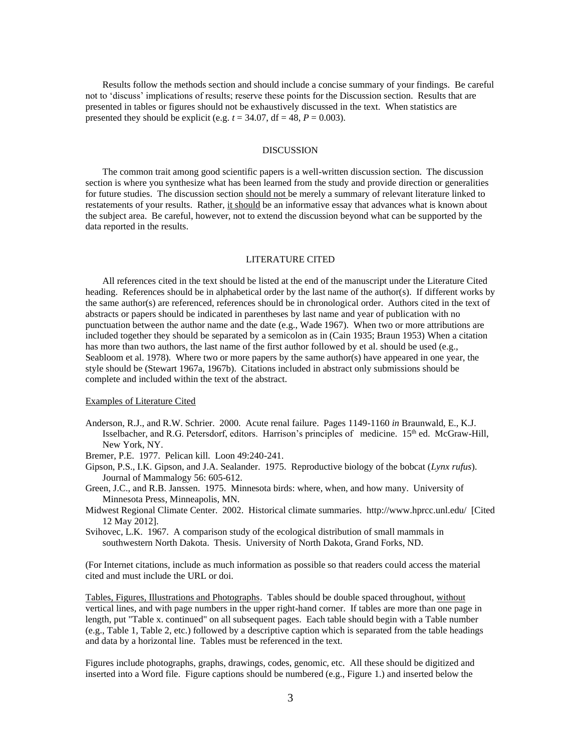Results follow the methods section and should include a concise summary of your findings. Be careful not to 'discuss' implications of results; reserve these points for the Discussion section. Results that are presented in tables or figures should not be exhaustively discussed in the text. When statistics are presented they should be explicit (e.g. $t = 34.07$, df = 48, $P = 0.003$).

## DISCUSSION

The common trait among good scientific papers is a well-written discussion section. The discussion section is where you synthesize what has been learned from the study and provide direction or generalities for future studies. The discussion section <u>should not</u> be merely a summary of relevant literature linked to restatements of your results. Rather, <u>it should</u> be an informative essay that advances what is known about the subject area. Be careful, however, not to extend the discussion beyond what can be supported by the data reported in the results.

## LITERATURE CITED

All references cited in the text should be listed at the end of the manuscript under the Literature Cited heading. References should be in alphabetical order by the last name of the author(s). If different works by the same author(s) are referenced, references should be in chronological order. Authors cited in the text of abstracts or papers should be indicated in parentheses by last name and year of publication with no punctuation between the author name and the date (e.g., Wade 1967). When two or more attributions are included together they should be separated by a semicolon as in (Cain 1935; Braun 1953) When a citation has more than two authors, the last name of the first author followed by et al. should be used (e.g., Seabloom et al. 1978). Where two or more papers by the same author(s) have appeared in one year, the style should be (Stewart 1967a, 1967b). Citations included in abstract only submissions should be complete and included within the text of the abstract.

<u>Examples of Literature Cited</u>

Anderson, R.J., and R.W. Schrier. 2000. Acute renal failure. Pages 1149-1160 *in* Braunwald, E., K.J. Isselbacher, and R.G. Petersdorf, editors. Harrison's principles of medicine. 15th ed. McGraw-Hill, New York, NY.

Bremer, P.E. 1977. Pelican kill. Loon 49:240-241.

Gipson, P.S., I.K. Gipson, and J.A. Sealander. 1975. Reproductive biology of the bobcat (*Lynx rufus*). Journal of Mammalogy 56: 605-612.

Green, J.C., and R.B. Janssen. 1975. Minnesota birds: where, when, and how many. University of Minnesota Press, Minneapolis, MN.

Midwest Regional Climate Center. 2002. Historical climate summaries. http://www.hprcc.unl.edu/ [Cited 12 May 2012].

Svihovec, L.K. 1967. A comparison study of the ecological distribution of small mammals in southwestern North Dakota. Thesis. University of North Dakota, Grand Forks, ND.

(For Internet citations, include as much information as possible so that readers could access the material cited and must include the URL or doi.

<u>Tables, Figures, Illustrations and Photographs</u>. Tables should be double spaced throughout, <u>without</u> vertical lines, and with page numbers in the upper right-hand corner. If tables are more than one page in length, put "Table x. continued" on all subsequent pages. Each table should begin with a Table number (e.g., Table 1, Table 2, etc.) followed by a descriptive caption which is separated from the table headings and data by a horizontal line. Tables must be referenced in the text.

Figures include photographs, graphs, drawings, codes, genomic, etc. All these should be digitized and inserted into a Word file. Figure captions should be numbered (e.g., Figure 1.) and inserted below the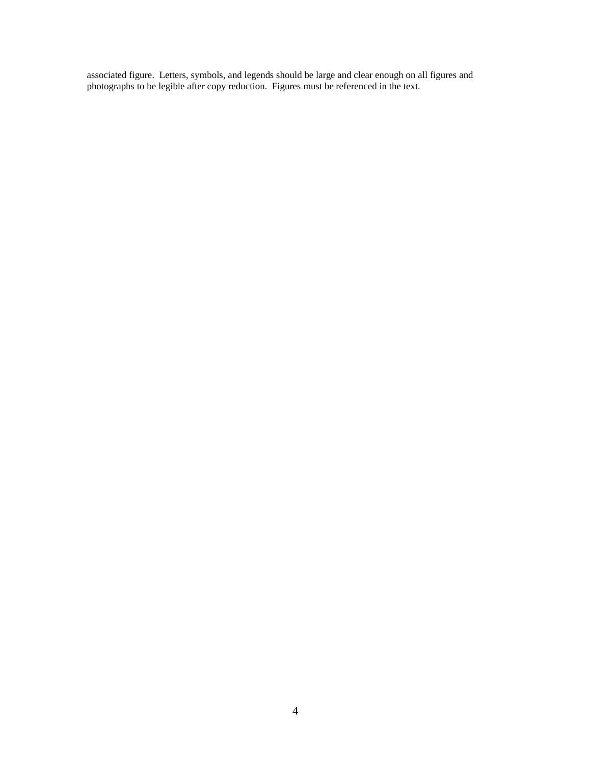associated figure. Letters, symbols, and legends should be large and clear enough on all figures and photographs to be legible after copy reduction. Figures must be referenced in the text.